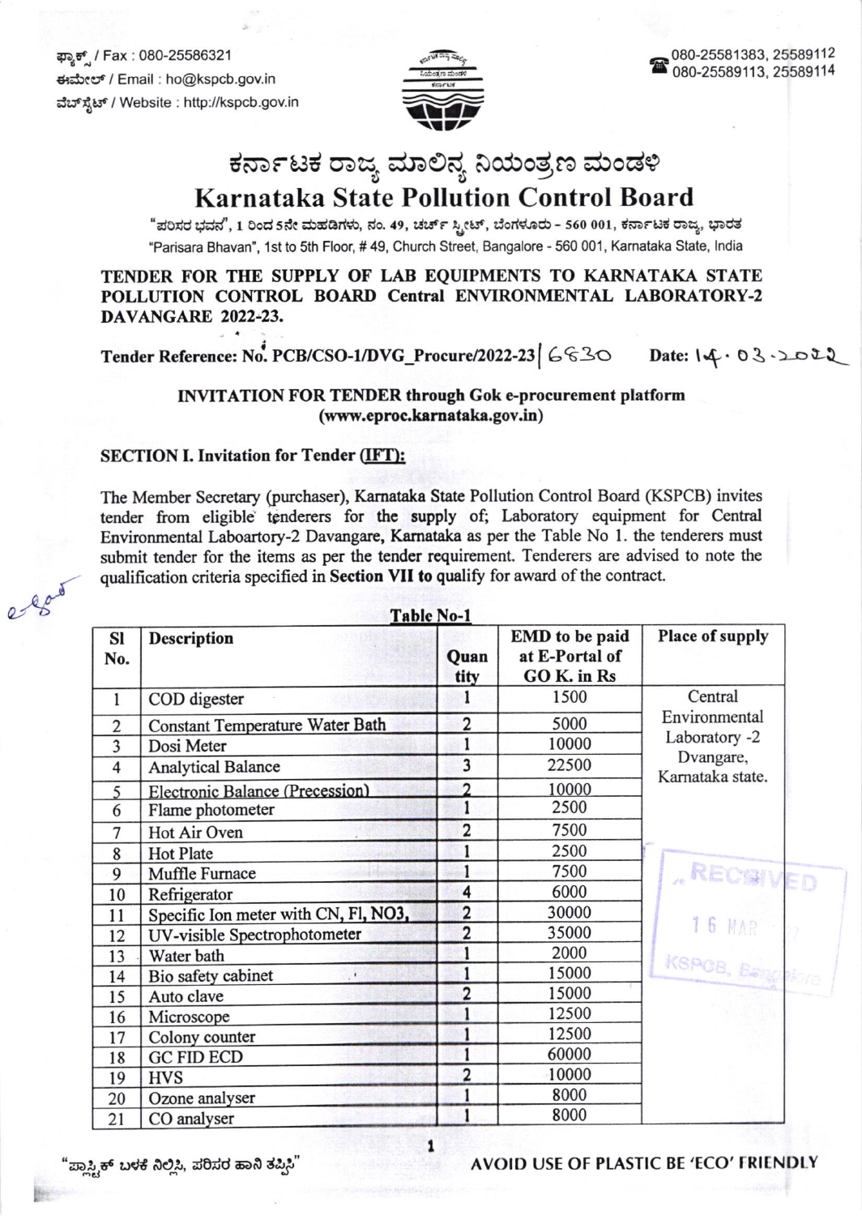ಫ್ಯಾಕ್ಸ್ / Fax : 080-25586321
ಈಮೇಲ್ / Email : ho@kspcb.gov.in
ವೆಬ್‌ಸೈಟ್ / Website : http://kspcb.gov.in

080-25581383, 25589112
080-25589113, 25589114

# ಕರ್ನಾಟಕ ರಾಜ್ಯ ಮಾಲಿನ್ಯ ನಿಯಂತ್ರಣ ಮಂಡಳಿ

# Karnataka State Pollution Control Board

"ಪರಿಸರ ಭವನ", 1 ರಿಂದ 5ನೇ ಮಹಡಿಗಳು, ನಂ. 49, ಚರ್ಚ್ ಸ್ಟ್ರೀಟ್, ಬೆಂಗಳೂರು - 560 001, ಕರ್ನಾಟಕ ರಾಜ್ಯ, ಭಾರತ
"Parisara Bhavan", 1st to 5th Floor, # 49, Church Street, Bangalore - 560 001, Karnataka State, India

**TENDER FOR THE SUPPLY OF LAB EQUIPMENTS TO KARNATAKA STATE POLLUTION CONTROL BOARD Central ENVIRONMENTAL LABORATORY-2 DAVANGARE 2022-23.**

**Tender Reference: No. PCB/CSO-1/DVG_Procure/2022-23| 6830 Date: 14.03.2022**

**INVITATION FOR TENDER through Gok e-procurement platform (www.eproc.karnataka.gov.in)**

**SECTION I. Invitation for Tender (IFT):**

The Member Secretary (purchaser), Karnataka State Pollution Control Board (KSPCB) invites tender from eligible tenderers for the **supply** of; Laboratory equipment for Central Environmental Laboartory-2 Davangare, **Karnataka** as per the Table No 1. the tenderers must submit tender for the items as per the tender requirement. Tenderers are advised to note the qualification criteria specified in **Section VII to** qualify for award of the contract.

**Table No-1**

| Sl No. | Description | Quantity | EMD to be paid at E-Portal of GO K. in Rs | Place of supply |
|---|---|---|---|---|
| 1 | COD digester | 1 | 1500 | Central Environmental Laboratory -2 Dvangare, Karnataka state. |
| 2 | Constant Temperature Water Bath | 2 | 5000 | |
| 3 | Dosi Meter | 1 | 10000 | |
| 4 | Analytical Balance | 3 | 22500 | |
| 5 | Electronic Balance (Precession) | 2 | 10000 | |
| 6 | Flame photometer | 1 | 2500 | |
| 7 | Hot Air Oven | 2 | 7500 | |
| 8 | Hot Plate | 1 | 2500 | |
| 9 | Muffle Furnace | 1 | 7500 | |
| 10 | Refrigerator | 4 | 6000 | |
| 11 | Specific Ion meter with CN, Fl, NO3, | 2 | 30000 | |
| 12 | UV-visible Spectrophotometer | 2 | 35000 | |
| 13 | Water bath | 1 | 2000 | |
| 14 | Bio safety cabinet | 1 | 15000 | |
| 15 | Auto clave | 2 | 15000 | |
| 16 | Microscope | 1 | 12500 | |
| 17 | Colony counter | 1 | 12500 | |
| 18 | GC FID ECD | 1 | 60000 | |
| 19 | HVS | 2 | 10000 | |
| 20 | Ozone analyser | 1 | 8000 | |
| 21 | CO analyser | 1 | 8000 | |

"ಪ್ಲಾಸ್ಟಿಕ್ ಬಳಕೆ ನಿಲ್ಲಿಸಿ, ಪರಿಸರ ಹಾನಿ ತಪ್ಪಿಸಿ"

AVOID USE OF PLASTIC BE 'ECO' FRIENDLY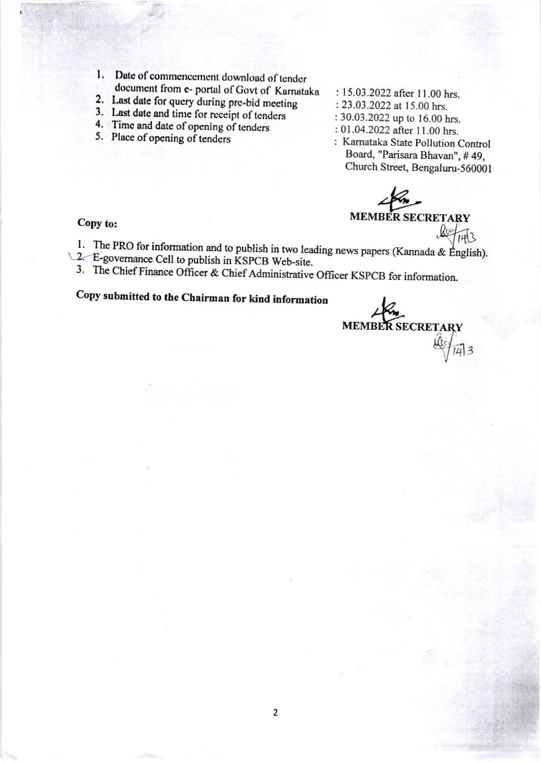| | | |
|---|---|---|
| 1. | Date of commencement download of tender document from e- portal of Govt of Karnataka | : 15.03.2022 after 11.00 hrs. |
| 2. | Last date for query during pre-bid meeting | : 23.03.2022 at 15.00 hrs. |
| 3. | Last date and time for receipt of tenders | : 30.03.2022 up to 16.00 hrs. |
| 4. | Time and date of opening of tenders | : 01.04.2022 after 11.00 hrs. |
| 5. | Place of opening of tenders | : Karnataka State Pollution Control Board, "Parisara Bhavan", # 49, Church Street, Bengaluru-560001 |

**MEMBER SECRETARY**

14/3

**Copy to:**

1. The PRO for information and to publish in two leading news papers (Kannada & English).
2. E-governance Cell to publish in KSPCB Web-site.
3. The Chief Finance Officer & Chief Administrative Officer KSPCB for information.

**Copy submitted to the Chairman for kind information**

**MEMBER SECRETARY**

14/3